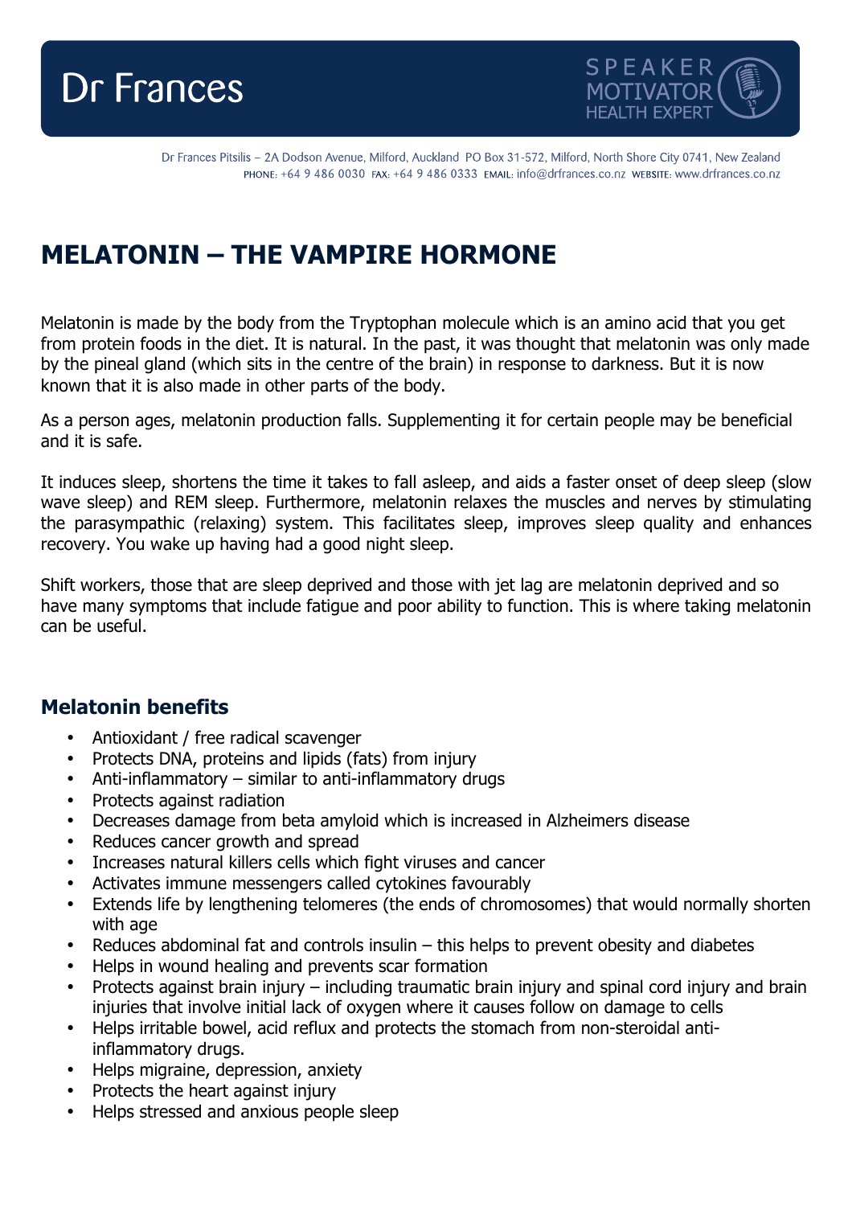# MELATONIN – THE VAMPIRE HORMONE

Melatonin is made by the body from the Tryptophan molecule which is an amino acid that you get from protein foods in the diet. It is natural. In the past, it was thought that melatonin was only made by the pineal gland (which sits in the centre of the brain) in response to darkness. But it is now known that it is also made in other parts of the body.

As a person ages, melatonin production falls. Supplementing it for certain people may be beneficial and it is safe.

It induces sleep, shortens the time it takes to fall asleep, and aids a faster onset of deep sleep (slow wave sleep) and REM sleep. Furthermore, melatonin relaxes the muscles and nerves by stimulating the parasympathic (relaxing) system. This facilitates sleep, improves sleep quality and enhances recovery. You wake up having had a good night sleep.

Shift workers, those that are sleep deprived and those with jet lag are melatonin deprived and so have many symptoms that include fatigue and poor ability to function. This is where taking melatonin can be useful.

## Melatonin benefits

- Antioxidant / free radical scavenger
- Protects DNA, proteins and lipids (fats) from injury
- Anti-inflammatory – similar to anti-inflammatory drugs
- Protects against radiation
- Decreases damage from beta amyloid which is increased in Alzheimers disease
- Reduces cancer growth and spread
- Increases natural killers cells which fight viruses and cancer
- Activates immune messengers called cytokines favourably
- Extends life by lengthening telomeres (the ends of chromosomes) that would normally shorten with age
- Reduces abdominal fat and controls insulin – this helps to prevent obesity and diabetes
- Helps in wound healing and prevents scar formation
- Protects against brain injury – including traumatic brain injury and spinal cord injury and brain injuries that involve initial lack of oxygen where it causes follow on damage to cells
- Helps irritable bowel, acid reflux and protects the stomach from non-steroidal anti-inflammatory drugs.
- Helps migraine, depression, anxiety
- Protects the heart against injury
- Helps stressed and anxious people sleep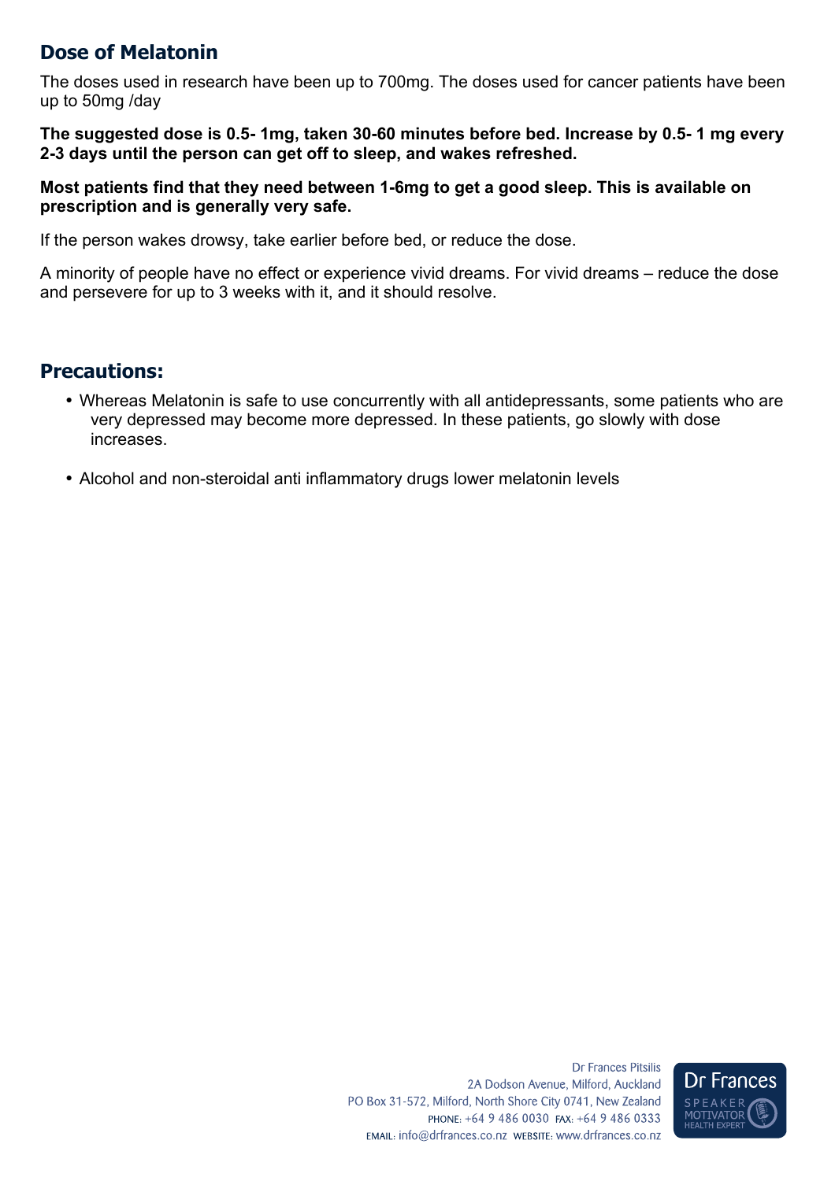## Dose of Melatonin

The doses used in research have been up to 700mg. The doses used for cancer patients have been up to 50mg /day

**The suggested dose is 0.5- 1mg, taken 30-60 minutes before bed. Increase by 0.5- 1 mg every 2-3 days until the person can get off to sleep, and wakes refreshed.**

**Most patients find that they need between 1-6mg to get a good sleep. This is available on prescription and is generally very safe.**

If the person wakes drowsy, take earlier before bed, or reduce the dose.

A minority of people have no effect or experience vivid dreams. For vivid dreams – reduce the dose and persevere for up to 3 weeks with it, and it should resolve.

## Precautions:

- Whereas Melatonin is safe to use concurrently with all antidepressants, some patients who are very depressed may become more depressed. In these patients, go slowly with dose increases.
- Alcohol and non-steroidal anti inflammatory drugs lower melatonin levels